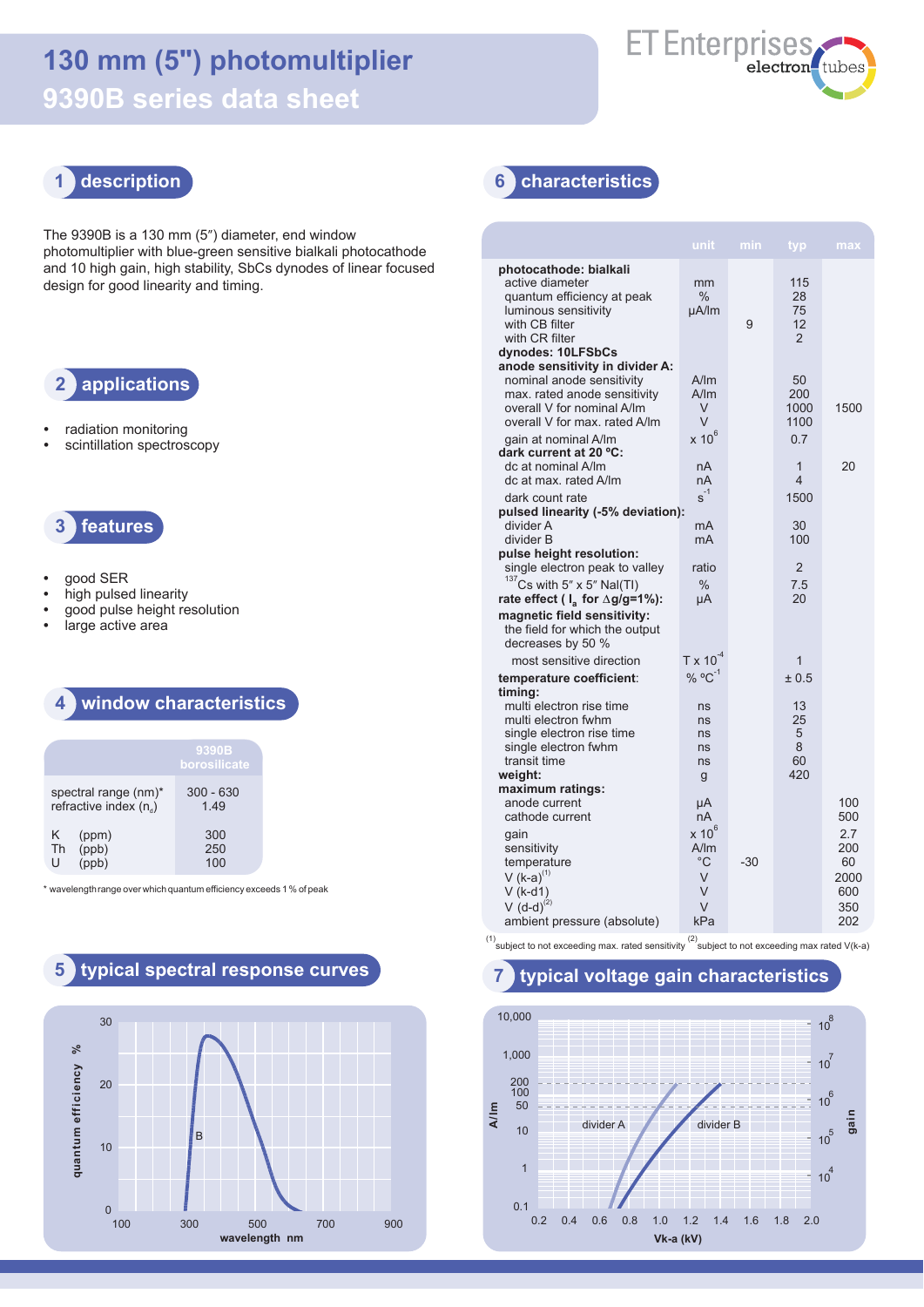# 130 mm (5") photomultiplier
# 9390B series data sheet

## 1 description

The 9390B is a 130 mm (5″) diameter, end window photomultiplier with blue-green sensitive bialkali photocathode and 10 high gain, high stability, SbCs dynodes of linear focused design for good linearity and timing.

## 2 applications

- radiation monitoring
- scintillation spectroscopy

## 3 features

- good SER
- high pulsed linearity
- good pulse height resolution
- large active area

## 4 window characteristics

| | 9390B borosilicate |
|---|---|
| spectral range (nm)* | 300 - 630 |
| refractive index ($n_d$) | 1.49 |
| K (ppm) | 300 |
| Th (ppb) | 250 |
| U (ppb) | 100 |

* wavelength range over which quantum efficiency exceeds 1 % of peak

## 5 typical spectral response curves

quantum efficiency % vs wavelength nm (curve B)

## 6 characteristics

| | unit | min | typ | max |
|---|---|---|---|---|
| **photocathode: bialkali** | | | | |
| active diameter | mm | | 115 | |
| quantum efficiency at peak | % | | 28 | |
| luminous sensitivity | μA/lm | | 75 | |
| with CB filter | | 9 | 12 | |
| with CR filter | | | 2 | |
| **dynodes: 10LFSbCs** | | | | |
| **anode sensitivity in divider A:** | | | | |
| nominal anode sensitivity | A/lm | | 50 | |
| max. rated anode sensitivity | A/lm | | 200 | |
| overall V for nominal A/lm | V | | 1000 | 1500 |
| overall V for max. rated A/lm | V | | 1100 | |
| gain at nominal A/lm | x $10^6$ | | 0.7 | |
| **dark current at 20 ºC:** | | | | |
| dc at nominal A/lm | nA | | 1 | 20 |
| dc at max. rated A/lm | nA | | 4 | |
| dark count rate | $s^{-1}$ | | 1500 | |
| **pulsed linearity (-5% deviation):** | | | | |
| divider A | mA | | 30 | |
| divider B | mA | | 100 | |
| **pulse height resolution:** | | | | |
| single electron peak to valley | ratio | | 2 | |
| $^{137}$Cs with 5″ x 5″ NaI(Tl) | % | | 7.5 | |
| **rate effect ( $I_a$ for Δg/g=1%):** | μA | | 20 | |
| **magnetic field sensitivity:** | | | | |
| the field for which the output decreases by 50 % | | | | |
| most sensitive direction | T x $10^{-4}$ | | 1 | |
| **temperature coefficient:** | % ºC$^{-1}$ | | ± 0.5 | |
| **timing:** | | | | |
| multi electron rise time | ns | | 13 | |
| multi electron fwhm | ns | | 25 | |
| single electron rise time | ns | | 5 | |
| single electron fwhm | ns | | 8 | |
| transit time | ns | | 60 | |
| **weight:** | g | | 420 | |
| **maximum ratings:** | | | | |
| anode current | μA | | | 100 |
| cathode current | nA | | | 500 |
| gain | x $10^6$ | | | 2.7 |
| sensitivity | A/lm | | | 200 |
| temperature | °C | -30 | | 60 |
| V (k-a)(1) | V | | | 2000 |
| V (k-d1) | V | | | 600 |
| V (d-d)(2) | V | | | 350 |
| ambient pressure (absolute) | kPa | | | 202 |

(1) subject to not exceeding max. rated sensitivity (2) subject to not exceeding max rated V(k-a)

## 7 typical voltage gain characteristics

A/lm and gain vs Vk-a (kV) for divider A and divider B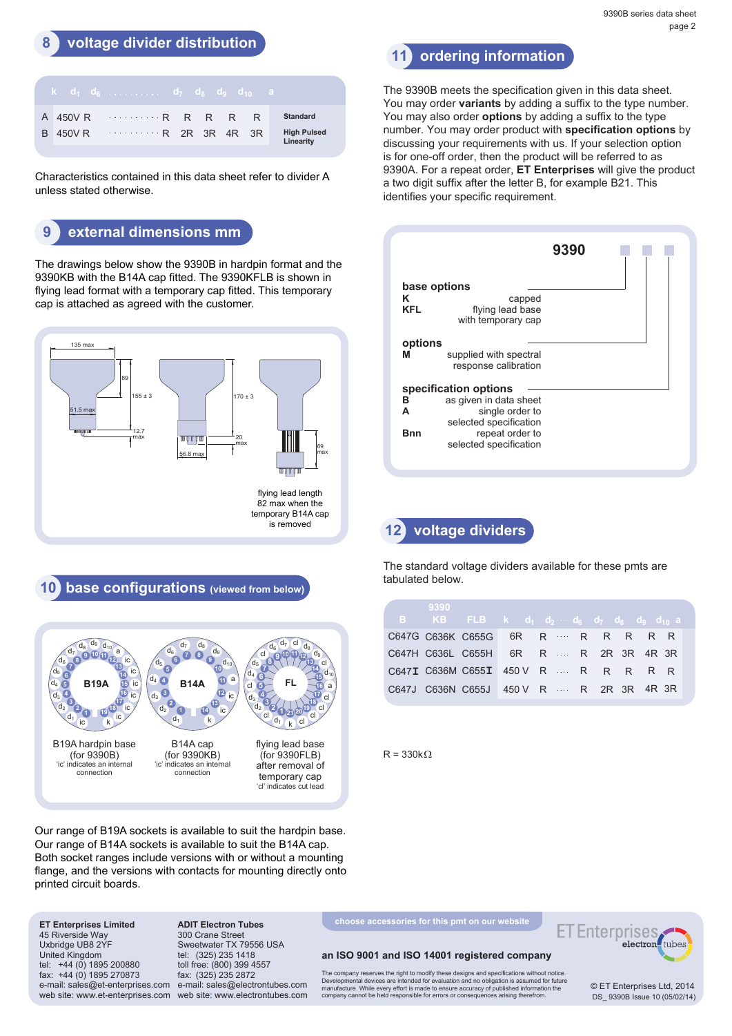## 8 voltage divider distribution

| | k | $d_1$ | $d_6$ | .......... | $d_7$ | $d_8$ | $d_9$ | $d_{10}$ | a | |
|---|---|---|---|---|---|---|---|---|---|---|
| A | 450V | R | | .......... | R | R | R | R | R | Standard |
| B | 450V | R | | .......... | R | 2R | 3R | 4R | 3R | High Pulsed Linearity |

Characteristics contained in this data sheet refer to divider A unless stated otherwise.

## 9 external dimensions mm

The drawings below show the 9390B in hardpin format and the 9390KB with the B14A cap fitted. The 9390KFLB is shown in flying lead format with a temporary cap fitted. This temporary cap is attached as agreed with the customer.

135 max
89
155 ± 3
51.5 max
12.7 max
170 ± 3
20 max
56.8 max
69 max

flying lead length 82 max when the temporary B14A cap is removed

## 10 base configurations (viewed from below)

B19A hardpin base (for 9390B)
'ic' indicates an internal connection

B14A cap (for 9390KB)
'ic' indicates an internal connection

flying lead base (for 9390FLB) after removal of temporary cap
'cl' indicates cut lead

Our range of B19A sockets is available to suit the hardpin base. Our range of B14A sockets is available to suit the B14A cap. Both socket ranges include versions with or without a mounting flange, and the versions with contacts for mounting directly onto printed circuit boards.

## 11 ordering information

The 9390B meets the specification given in this data sheet. You may order **variants** by adding a suffix to the type number. You may also order **options** by adding a suffix to the type number. You may order product with **specification options** by discussing your requirements with us. If your selection option is for one-off order, then the product will be referred to as 9390A. For a repeat order, **ET Enterprises** will give the product a two digit suffix after the letter B, for example B21. This identifies your specific requirement.

**9390**

**base options**
- **K** capped
- **KFL** flying lead base with temporary cap

**options**
- **M** supplied with spectral response calibration

**specification options**
- **B** as given in data sheet
- **A** single order to selected specification
- **Bnn** repeat order to selected specification

## 12 voltage dividers

The standard voltage dividers available for these pmts are tabulated below.

| B | 9390 KB | FLB | k | $d_1$ | $d_2$ .... $d_6$ | | $d_7$ | $d_8$ | $d_9$ | $d_{10}$ | a |
|---|---|---|---|---|---|---|---|---|---|---|---|
| C647G | C636K | C655G | 6R | R | .... | R | R | R | R | R | |
| C647H | C636L | C655H | 6R | R | .... | R | 2R | 3R | 4R | 3R | |
| C647I | C636M | C655I | 450 V | R | .... | R | R | R | R | R | |
| C647J | C636N | C655J | 450 V | R | .... | R | 2R | 3R | 4R | 3R | |

R = 330kΩ

**ET Enterprises Limited**
45 Riverside Way
Uxbridge UB8 2YF
United Kingdom
tel: +44 (0) 1895 200880
fax: +44 (0) 1895 270873
e-mail: sales@et-enterprises.com
web site: www.et-enterprises.com

**ADIT Electron Tubes**
300 Crane Street
Sweetwater TX 79556 USA
tel: (325) 235 1418
toll free: (800) 399 4557
fax: (325) 235 2872
e-mail: sales@electrontubes.com
web site: www.electrontubes.com

choose accessories for this pmt on our website

**an ISO 9001 and ISO 14001 registered company**

The company reserves the right to modify these designs and specifications without notice. Developmental devices are intended for evaluation and no obligation is assumed for future manufacture. While every effort is made to ensure accuracy of published information the company cannot be held responsible for errors or consequences arising therefrom.

© ET Enterprises Ltd, 2014
DS_ 9390B Issue 10 (05/02/14)